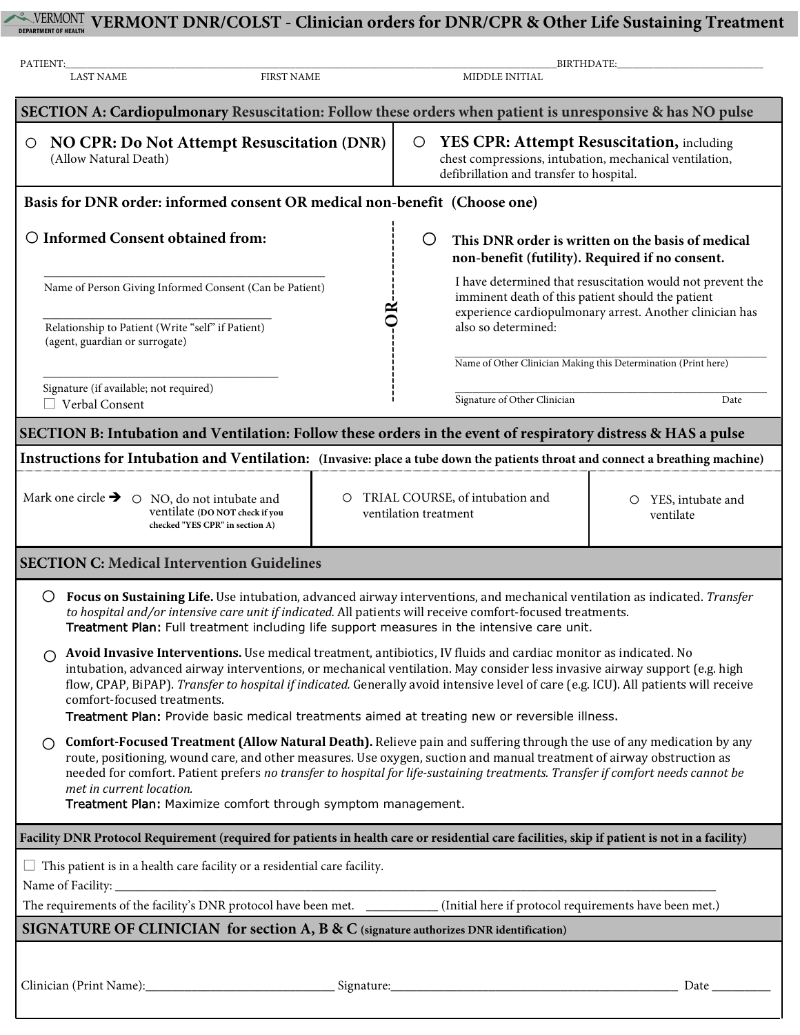# VERMONT DNR/COLST - Clinician orders for DNR/CPR & Other Life Sustaining Treatment

VERMONT DEPARTMENT OF HEALTH

PATIENT:\_\_\_\_\_\_\_\_\_\_\_\_\_\_\_\_\_\_\_\_\_\_\_\_\_\_\_\_\_\_\_\_\_\_\_\_\_\_\_\_\_\_\_\_\_\_\_\_\_\_\_\_\_\_\_\_\_\_\_\_\_\_\_\_ BIRTHDATE:\_\_\_\_\_\_\_\_\_\_\_\_\_\_\_\_\_\_\_\_

LAST NAME FIRST NAME MIDDLE INITIAL

## SECTION A: Cardiopulmonary Resuscitation: Follow these orders when patient is unresponsive & has NO pulse

○ **NO CPR: Do Not Attempt Resuscitation (DNR)** (Allow Natural Death)

○ **YES CPR: Attempt Resuscitation,** including chest compressions, intubation, mechanical ventilation, defibrillation and transfer to hospital.

**Basis for DNR order: informed consent OR medical non-benefit (Choose one)**

○ **Informed Consent obtained from:**

\_\_\_\_\_\_\_\_\_\_\_\_\_\_\_\_\_\_\_\_\_\_\_\_\_\_\_\_\_\_\_\_\_\_\_\_\_\_\_\_

Name of Person Giving Informed Consent (Can be Patient)

\_\_\_\_\_\_\_\_\_\_\_\_\_\_\_\_\_\_\_\_\_\_\_\_\_\_\_\_\_\_\_\_\_\_\_\_\_\_\_\_

Relationship to Patient (Write "self" if Patient) (agent, guardian or surrogate)

\_\_\_\_\_\_\_\_\_\_\_\_\_\_\_\_\_\_\_\_\_\_\_\_\_\_\_\_\_\_\_\_\_\_\_\_\_\_\_\_

Signature (if available; not required)

☐ Verbal Consent

**OR**

○ **This DNR order is written on the basis of medical non-benefit (futility). Required if no consent.**

I have determined that resuscitation would not prevent the imminent death of this patient should the patient experience cardiopulmonary arrest. Another clinician has also so determined:

\_\_\_\_\_\_\_\_\_\_\_\_\_\_\_\_\_\_\_\_\_\_\_\_\_\_\_\_\_\_\_\_\_\_\_\_\_\_\_\_

Name of Other Clinician Making this Determination (Print here)

\_\_\_\_\_\_\_\_\_\_\_\_\_\_\_\_\_\_\_\_\_\_\_\_\_\_\_\_\_\_\_\_\_\_\_\_\_\_\_\_

Signature of Other Clinician Date

## SECTION B: Intubation and Ventilation: Follow these orders in the event of respiratory distress & HAS a pulse

**Instructions for Intubation and Ventilation:** **(Invasive: place a tube down the patients throat and connect a breathing machine)**

| Mark one circle ➔ ○ NO, do not intubate and ventilate **(DO NOT check if you checked "YES CPR" in section A)** | ○ TRIAL COURSE, of intubation and ventilation treatment | ○ YES, intubate and ventilate |
|---|---|---|

## SECTION C: Medical Intervention Guidelines

○ **Focus on Sustaining Life.** Use intubation, advanced airway interventions, and mechanical ventilation as indicated. *Transfer to hospital and/or intensive care unit if indicated.* All patients will receive comfort-focused treatments.
**Treatment Plan:** Full treatment including life support measures in the intensive care unit.

○ **Avoid Invasive Interventions.** Use medical treatment, antibiotics, IV fluids and cardiac monitor as indicated. No intubation, advanced airway interventions, or mechanical ventilation. May consider less invasive airway support (e.g. high flow, CPAP, BiPAP). *Transfer to hospital if indicated.* Generally avoid intensive level of care (e.g. ICU). All patients will receive comfort-focused treatments.
**Treatment Plan:** Provide basic medical treatments aimed at treating new or reversible illness.

○ **Comfort-Focused Treatment (Allow Natural Death).** Relieve pain and suffering through the use of any medication by any route, positioning, wound care, and other measures. Use oxygen, suction and manual treatment of airway obstruction as needed for comfort. Patient prefers *no transfer to hospital for life-sustaining treatments. Transfer if comfort needs cannot be met in current location.*
**Treatment Plan:** Maximize comfort through symptom management.

## Facility DNR Protocol Requirement (required for patients in health care or residential care facilities, skip if patient is not in a facility)

☐ This patient is in a health care facility or a residential care facility.

Name of Facility: \_\_\_\_\_\_\_\_\_\_\_\_\_\_\_\_\_\_\_\_\_\_\_\_\_\_\_\_\_\_\_\_\_\_\_\_\_\_\_\_\_\_\_\_\_\_\_\_\_\_\_\_\_\_\_\_

The requirements of the facility's DNR protocol have been met. \_\_\_\_\_\_\_\_\_\_ (Initial here if protocol requirements have been met.)

## SIGNATURE OF CLINICIAN for section A, B & C (signature authorizes DNR identification)

Clinician (Print Name):\_\_\_\_\_\_\_\_\_\_\_\_\_\_\_\_\_\_\_\_\_\_\_\_\_\_\_\_ Signature:\_\_\_\_\_\_\_\_\_\_\_\_\_\_\_\_\_\_\_\_\_\_\_\_\_\_\_\_\_\_\_\_\_\_\_\_\_\_\_\_ Date \_\_\_\_\_\_\_\_\_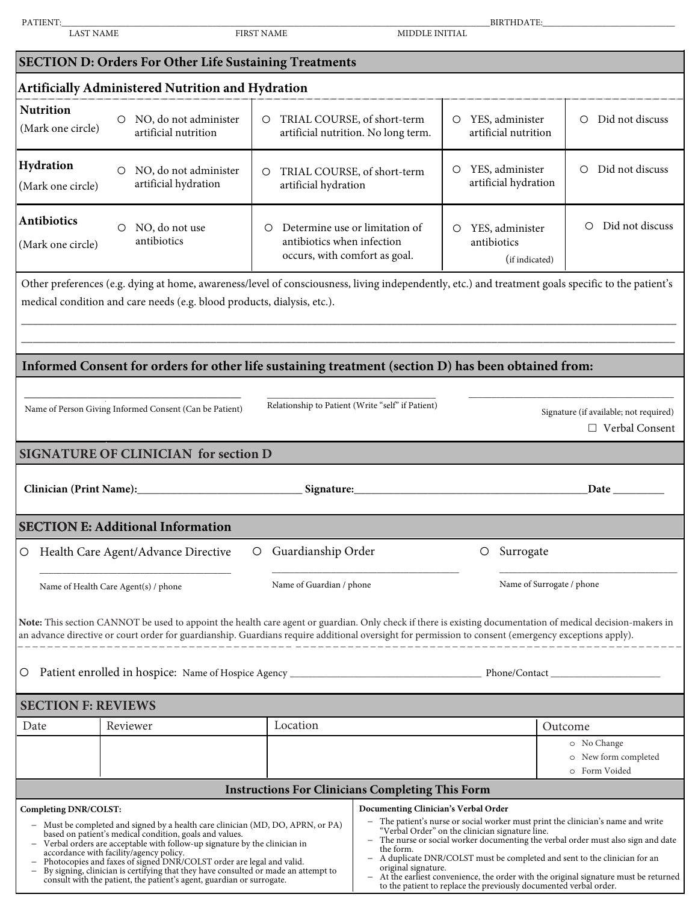PATIENT:\_\_\_\_\_\_\_\_\_\_\_\_\_\_\_\_\_\_\_\_\_\_\_\_\_\_\_\_\_\_\_\_\_\_\_\_\_\_\_\_ BIRTHDATE:\_\_\_\_\_\_\_\_\_\_\_\_\_\_\_\_\_\_\_\_
LAST NAME FIRST NAME MIDDLE INITIAL

## SECTION D: Orders For Other Life Sustaining Treatments

### Artificially Administered Nutrition and Hydration

| | | | | |
|---|---|---|---|---|
| **Nutrition** (Mark one circle) | ○ NO, do not administer artificial nutrition | ○ TRIAL COURSE, of short-term artificial nutrition. No long term. | ○ YES, administer artificial nutrition | ○ Did not discuss |
| **Hydration** (Mark one circle) | ○ NO, do not administer artificial hydration | ○ TRIAL COURSE, of short-term artificial hydration | ○ YES, administer artificial hydration | ○ Did not discuss |
| **Antibiotics** (Mark one circle) | ○ NO, do not use antibiotics | ○ Determine use or limitation of antibiotics when infection occurs, with comfort as goal. | ○ YES, administer antibiotics (if indicated) | ○ Did not discuss |

Other preferences (e.g. dying at home, awareness/level of consciousness, living independently, etc.) and treatment goals specific to the patient's medical condition and care needs (e.g. blood products, dialysis, etc.).

\_\_\_\_\_\_\_\_\_\_\_\_\_\_\_\_\_\_\_\_\_\_\_\_\_\_\_\_\_\_\_\_\_\_\_\_\_\_\_\_\_\_\_\_\_\_\_\_\_\_\_\_\_\_\_\_\_\_\_\_

\_\_\_\_\_\_\_\_\_\_\_\_\_\_\_\_\_\_\_\_\_\_\_\_\_\_\_\_\_\_\_\_\_\_\_\_\_\_\_\_\_\_\_\_\_\_\_\_\_\_\_\_\_\_\_\_\_\_\_\_

## Informed Consent for orders for other life sustaining treatment (section D) has been obtained from:

\_\_\_\_\_\_\_\_\_\_\_\_\_\_\_\_\_\_\_\_ Name of Person Giving Informed Consent (Can be Patient)

\_\_\_\_\_\_\_\_\_\_\_\_\_\_\_\_\_\_\_\_ Relationship to Patient (Write "self" if Patient)

\_\_\_\_\_\_\_\_\_\_\_\_\_\_\_\_\_\_\_\_ Signature (if available; not required)

☐ Verbal Consent

## SIGNATURE OF CLINICIAN for section D

**Clinician (Print Name):**\_\_\_\_\_\_\_\_\_\_\_\_\_\_\_\_\_\_\_\_ **Signature:**\_\_\_\_\_\_\_\_\_\_\_\_\_\_\_\_\_\_\_\_\_\_\_\_\_\_\_\_ **Date** \_\_\_\_\_\_\_\_\_

## SECTION E: Additional Information

○ Health Care Agent/Advance Directive
\_\_\_\_\_\_\_\_\_\_\_\_\_\_\_\_\_\_\_\_ Name of Health Care Agent(s) / phone

○ Guardianship Order
\_\_\_\_\_\_\_\_\_\_\_\_\_\_\_\_\_\_\_\_ Name of Guardian / phone

○ Surrogate
\_\_\_\_\_\_\_\_\_\_\_\_\_\_\_\_\_\_\_\_ Name of Surrogate / phone

**Note:** This section CANNOT be used to appoint the health care agent or guardian. Only check if there is existing documentation of medical decision-makers in an advance directive or court order for guardianship. Guardians require additional oversight for permission to consent (emergency exceptions apply).

○ Patient enrolled in hospice: Name of Hospice Agency \_\_\_\_\_\_\_\_\_\_\_\_\_\_\_\_\_\_\_\_ Phone/Contact \_\_\_\_\_\_\_\_\_\_\_\_\_\_

## SECTION F: REVIEWS

| Date | Reviewer | Location | Outcome |
|---|---|---|---|
| | | | ○ No Change<br>○ New form completed<br>○ Form Voided |

## Instructions For Clinicians Completing This Form

**Completing DNR/COLST:**

- Must be completed and signed by a health care clinician (MD, DO, APRN, or PA) based on patient's medical condition, goals and values.
- Verbal orders are acceptable with follow-up signature by the clinician in accordance with facility/agency policy.
- Photocopies and faxes of signed DNR/COLST order are legal and valid.
- By signing, clinician is certifying that they have consulted or made an attempt to consult with the patient, the patient's agent, guardian or surrogate.

**Documenting Clinician's Verbal Order**

- The patient's nurse or social worker must print the clinician's name and write "Verbal Order" on the clinician signature line.
- The nurse or social worker documenting the verbal order must also sign and date the form.
- A duplicate DNR/COLST must be completed and sent to the clinician for an original signature.
- At the earliest convenience, the order with the original signature must be returned to the patient to replace the previously documented verbal order.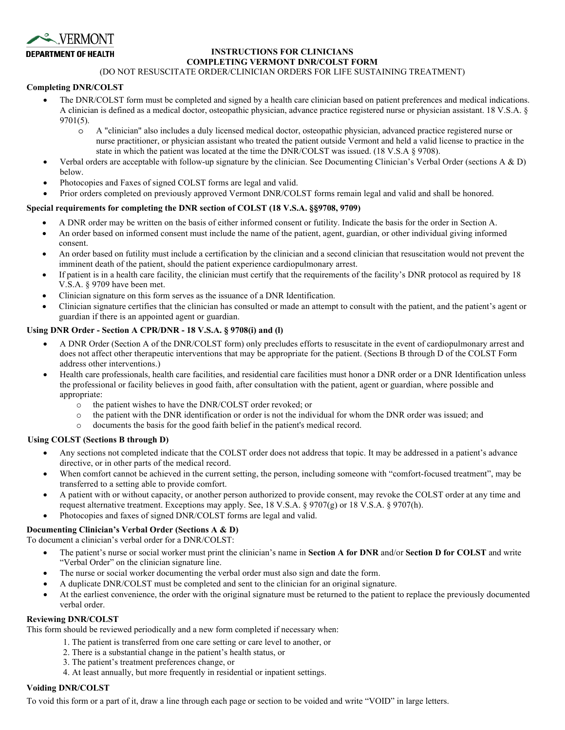VERMONT
DEPARTMENT OF HEALTH

# INSTRUCTIONS FOR CLINICIANS COMPLETING VERMONT DNR/COLST FORM

(DO NOT RESUSCITATE ORDER/CLINICIAN ORDERS FOR LIFE SUSTAINING TREATMENT)

**Completing DNR/COLST**

- The DNR/COLST form must be completed and signed by a health care clinician based on patient preferences and medical indications. A clinician is defined as a medical doctor, osteopathic physician, advance practice registered nurse or physician assistant. 18 V.S.A. § 9701(5).
  - A "clinician" also includes a duly licensed medical doctor, osteopathic physician, advanced practice registered nurse or nurse practitioner, or physician assistant who treated the patient outside Vermont and held a valid license to practice in the state in which the patient was located at the time the DNR/COLST was issued. (18 V.S.A § 9708).
- Verbal orders are acceptable with follow-up signature by the clinician. See Documenting Clinician's Verbal Order (sections A & D) below.
- Photocopies and Faxes of signed COLST forms are legal and valid.
- Prior orders completed on previously approved Vermont DNR/COLST forms remain legal and valid and shall be honored.

**Special requirements for completing the DNR section of COLST (18 V.S.A. §§9708, 9709)**

- A DNR order may be written on the basis of either informed consent or futility. Indicate the basis for the order in Section A.
- An order based on informed consent must include the name of the patient, agent, guardian, or other individual giving informed consent.
- An order based on futility must include a certification by the clinician and a second clinician that resuscitation would not prevent the imminent death of the patient, should the patient experience cardiopulmonary arrest.
- If patient is in a health care facility, the clinician must certify that the requirements of the facility's DNR protocol as required by 18 V.S.A. § 9709 have been met.
- Clinician signature on this form serves as the issuance of a DNR Identification.
- Clinician signature certifies that the clinician has consulted or made an attempt to consult with the patient, and the patient's agent or guardian if there is an appointed agent or guardian.

**Using DNR Order - Section A CPR/DNR - 18 V.S.A. § 9708(i) and (l)**

- A DNR Order (Section A of the DNR/COLST form) only precludes efforts to resuscitate in the event of cardiopulmonary arrest and does not affect other therapeutic interventions that may be appropriate for the patient. (Sections B through D of the COLST Form address other interventions.)
- Health care professionals, health care facilities, and residential care facilities must honor a DNR order or a DNR Identification unless the professional or facility believes in good faith, after consultation with the patient, agent or guardian, where possible and appropriate:
  - the patient wishes to have the DNR/COLST order revoked; or
  - the patient with the DNR identification or order is not the individual for whom the DNR order was issued; and
  - documents the basis for the good faith belief in the patient's medical record.

**Using COLST (Sections B through D)**

- Any sections not completed indicate that the COLST order does not address that topic. It may be addressed in a patient's advance directive, or in other parts of the medical record.
- When comfort cannot be achieved in the current setting, the person, including someone with "comfort-focused treatment", may be transferred to a setting able to provide comfort.
- A patient with or without capacity, or another person authorized to provide consent, may revoke the COLST order at any time and request alternative treatment. Exceptions may apply. See, 18 V.S.A. § 9707(g) or 18 V.S.A. § 9707(h).
- Photocopies and faxes of signed DNR/COLST forms are legal and valid.

**Documenting Clinician's Verbal Order (Sections A & D)**

To document a clinician's verbal order for a DNR/COLST:

- The patient's nurse or social worker must print the clinician's name in **Section A for DNR** and/or **Section D for COLST** and write "Verbal Order" on the clinician signature line.
- The nurse or social worker documenting the verbal order must also sign and date the form.
- A duplicate DNR/COLST must be completed and sent to the clinician for an original signature.
- At the earliest convenience, the order with the original signature must be returned to the patient to replace the previously documented verbal order.

**Reviewing DNR/COLST**

This form should be reviewed periodically and a new form completed if necessary when:

1. The patient is transferred from one care setting or care level to another, or
2. There is a substantial change in the patient's health status, or
3. The patient's treatment preferences change, or
4. At least annually, but more frequently in residential or inpatient settings.

**Voiding DNR/COLST**

To void this form or a part of it, draw a line through each page or section to be voided and write "VOID" in large letters.